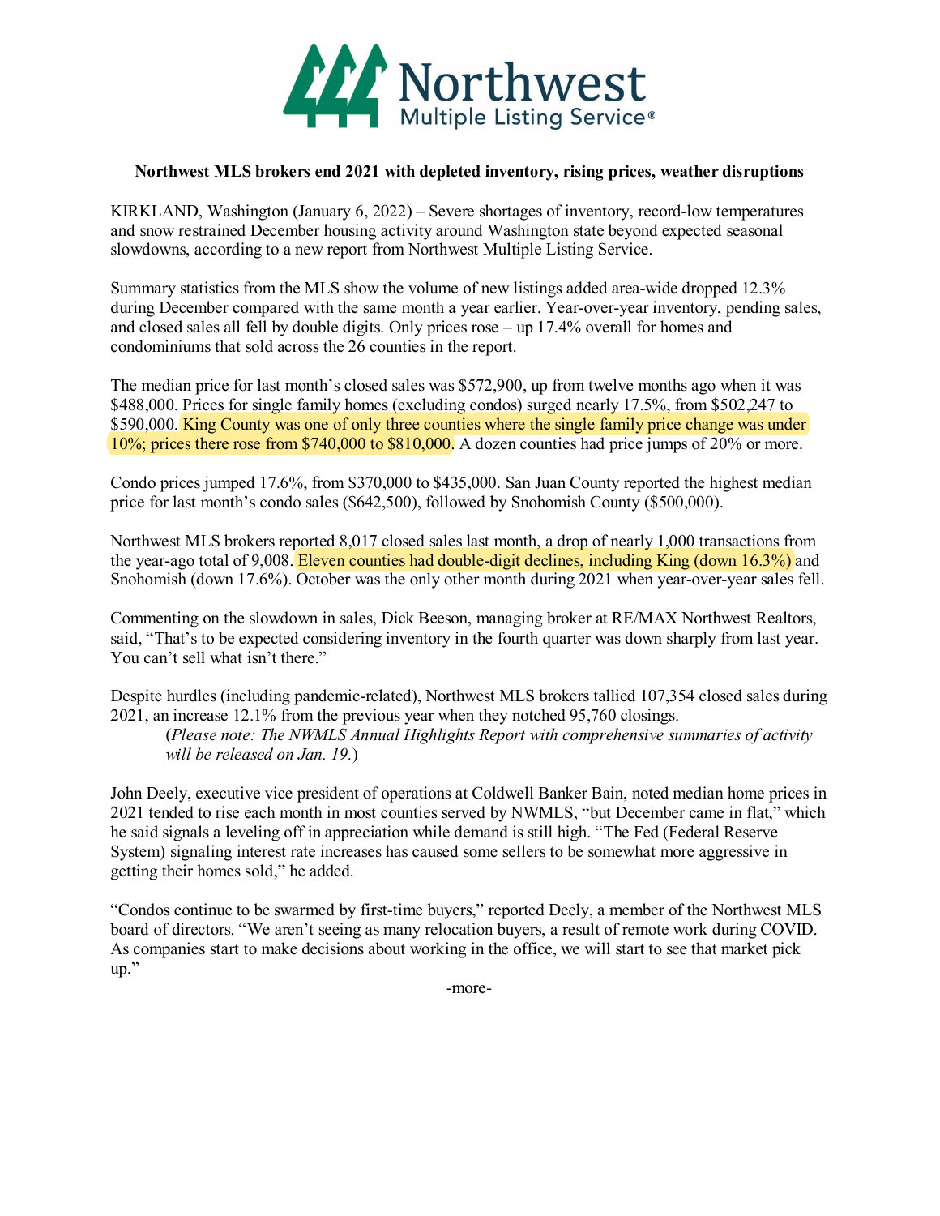# Northwest MLS brokers end 2021 with depleted inventory, rising prices, weather disruptions

KIRKLAND, Washington (January 6, 2022) – Severe shortages of inventory, record-low temperatures and snow restrained December housing activity around Washington state beyond expected seasonal slowdowns, according to a new report from Northwest Multiple Listing Service.

Summary statistics from the MLS show the volume of new listings added area-wide dropped 12.3% during December compared with the same month a year earlier. Year-over-year inventory, pending sales, and closed sales all fell by double digits. Only prices rose – up 17.4% overall for homes and condominiums that sold across the 26 counties in the report.

The median price for last month's closed sales was $572,900, up from twelve months ago when it was $488,000. Prices for single family homes (excluding condos) surged nearly 17.5%, from $502,247 to $590,000. King County was one of only three counties where the single family price change was under 10%; prices there rose from $740,000 to $810,000. A dozen counties had price jumps of 20% or more.

Condo prices jumped 17.6%, from $370,000 to $435,000. San Juan County reported the highest median price for last month's condo sales ($642,500), followed by Snohomish County ($500,000).

Northwest MLS brokers reported 8,017 closed sales last month, a drop of nearly 1,000 transactions from the year-ago total of 9,008. Eleven counties had double-digit declines, including King (down 16.3%) and Snohomish (down 17.6%). October was the only other month during 2021 when year-over-year sales fell.

Commenting on the slowdown in sales, Dick Beeson, managing broker at RE/MAX Northwest Realtors, said, "That's to be expected considering inventory in the fourth quarter was down sharply from last year. You can't sell what isn't there."

Despite hurdles (including pandemic-related), Northwest MLS brokers tallied 107,354 closed sales during 2021, an increase 12.1% from the previous year when they notched 95,760 closings.

(*Please note: The NWMLS Annual Highlights Report with comprehensive summaries of activity will be released on Jan. 19.*)

John Deely, executive vice president of operations at Coldwell Banker Bain, noted median home prices in 2021 tended to rise each month in most counties served by NWMLS, "but December came in flat," which he said signals a leveling off in appreciation while demand is still high. "The Fed (Federal Reserve System) signaling interest rate increases has caused some sellers to be somewhat more aggressive in getting their homes sold," he added.

"Condos continue to be swarmed by first-time buyers," reported Deely, a member of the Northwest MLS board of directors. "We aren't seeing as many relocation buyers, a result of remote work during COVID. As companies start to make decisions about working in the office, we will start to see that market pick up."

-more-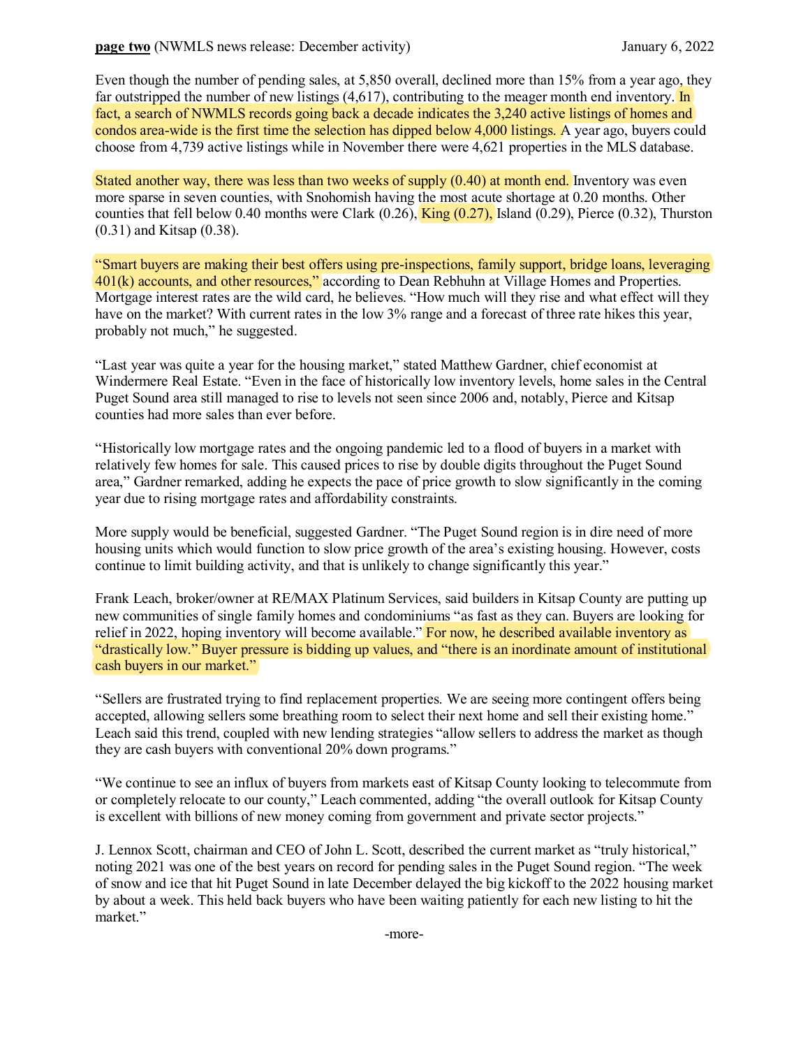Even though the number of pending sales, at 5,850 overall, declined more than 15% from a year ago, they far outstripped the number of new listings (4,617), contributing to the meager month end inventory. In fact, a search of NWMLS records going back a decade indicates the 3,240 active listings of homes and condos area-wide is the first time the selection has dipped below 4,000 listings. A year ago, buyers could choose from 4,739 active listings while in November there were 4,621 properties in the MLS database.

Stated another way, there was less than two weeks of supply (0.40) at month end. Inventory was even more sparse in seven counties, with Snohomish having the most acute shortage at 0.20 months. Other counties that fell below 0.40 months were Clark (0.26), King (0.27), Island (0.29), Pierce (0.32), Thurston (0.31) and Kitsap (0.38).

"Smart buyers are making their best offers using pre-inspections, family support, bridge loans, leveraging 401(k) accounts, and other resources," according to Dean Rebhuhn at Village Homes and Properties. Mortgage interest rates are the wild card, he believes. "How much will they rise and what effect will they have on the market? With current rates in the low 3% range and a forecast of three rate hikes this year, probably not much," he suggested.

"Last year was quite a year for the housing market," stated Matthew Gardner, chief economist at Windermere Real Estate. "Even in the face of historically low inventory levels, home sales in the Central Puget Sound area still managed to rise to levels not seen since 2006 and, notably, Pierce and Kitsap counties had more sales than ever before.

"Historically low mortgage rates and the ongoing pandemic led to a flood of buyers in a market with relatively few homes for sale. This caused prices to rise by double digits throughout the Puget Sound area," Gardner remarked, adding he expects the pace of price growth to slow significantly in the coming year due to rising mortgage rates and affordability constraints.

More supply would be beneficial, suggested Gardner. "The Puget Sound region is in dire need of more housing units which would function to slow price growth of the area's existing housing. However, costs continue to limit building activity, and that is unlikely to change significantly this year."

Frank Leach, broker/owner at RE/MAX Platinum Services, said builders in Kitsap County are putting up new communities of single family homes and condominiums "as fast as they can. Buyers are looking for relief in 2022, hoping inventory will become available." For now, he described available inventory as "drastically low." Buyer pressure is bidding up values, and "there is an inordinate amount of institutional cash buyers in our market."

"Sellers are frustrated trying to find replacement properties. We are seeing more contingent offers being accepted, allowing sellers some breathing room to select their next home and sell their existing home." Leach said this trend, coupled with new lending strategies "allow sellers to address the market as though they are cash buyers with conventional 20% down programs."

"We continue to see an influx of buyers from markets east of Kitsap County looking to telecommute from or completely relocate to our county," Leach commented, adding "the overall outlook for Kitsap County is excellent with billions of new money coming from government and private sector projects."

J. Lennox Scott, chairman and CEO of John L. Scott, described the current market as "truly historical," noting 2021 was one of the best years on record for pending sales in the Puget Sound region. "The week of snow and ice that hit Puget Sound in late December delayed the big kickoff to the 2022 housing market by about a week. This held back buyers who have been waiting patiently for each new listing to hit the market."

-more-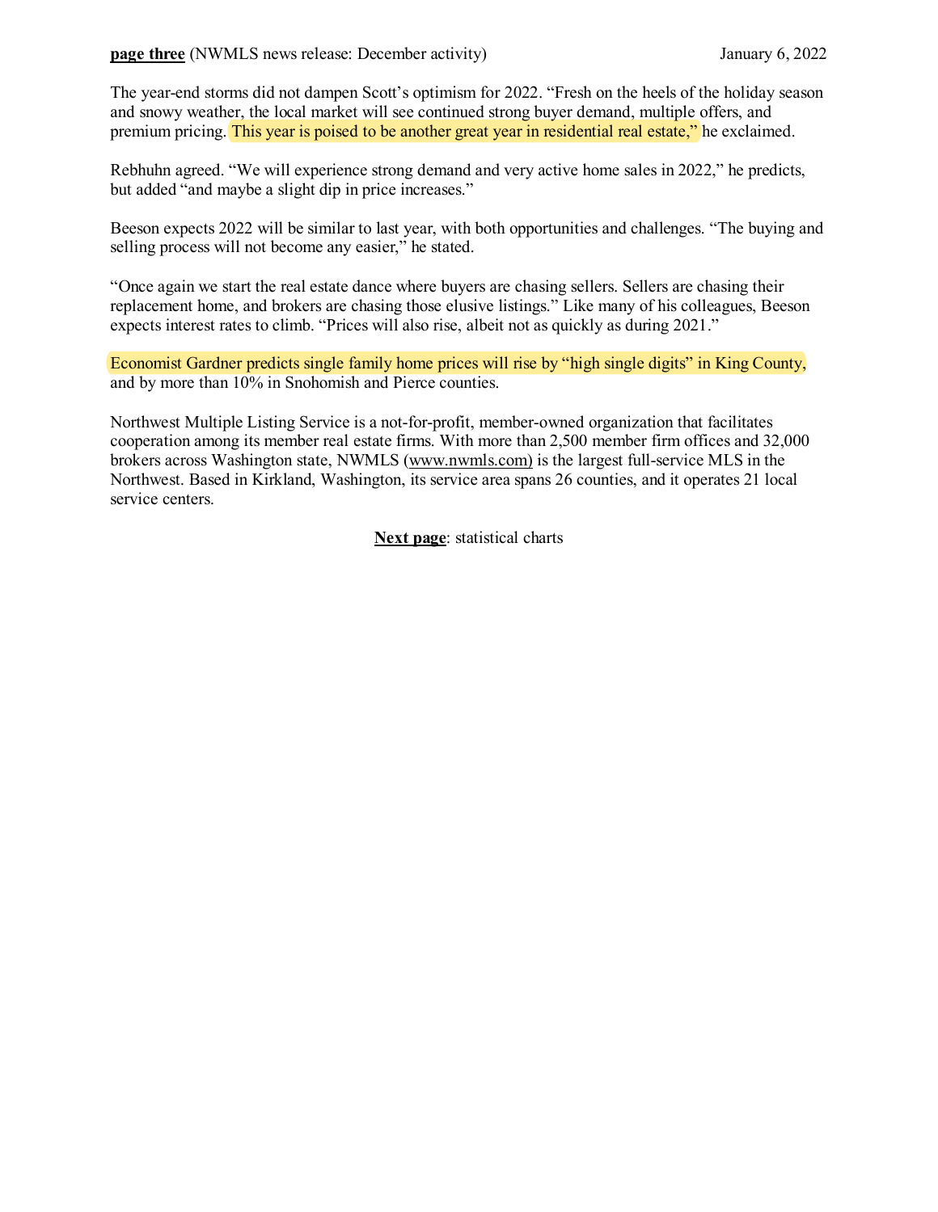The year-end storms did not dampen Scott's optimism for 2022. "Fresh on the heels of the holiday season and snowy weather, the local market will see continued strong buyer demand, multiple offers, and premium pricing. This year is poised to be another great year in residential real estate," he exclaimed.

Rebhuhn agreed. "We will experience strong demand and very active home sales in 2022," he predicts, but added "and maybe a slight dip in price increases."

Beeson expects 2022 will be similar to last year, with both opportunities and challenges. "The buying and selling process will not become any easier," he stated.

"Once again we start the real estate dance where buyers are chasing sellers. Sellers are chasing their replacement home, and brokers are chasing those elusive listings." Like many of his colleagues, Beeson expects interest rates to climb. "Prices will also rise, albeit not as quickly as during 2021."

Economist Gardner predicts single family home prices will rise by "high single digits" in King County, and by more than 10% in Snohomish and Pierce counties.

Northwest Multiple Listing Service is a not-for-profit, member-owned organization that facilitates cooperation among its member real estate firms. With more than 2,500 member firm offices and 32,000 brokers across Washington state, NWMLS (www.nwmls.com) is the largest full-service MLS in the Northwest. Based in Kirkland, Washington, its service area spans 26 counties, and it operates 21 local service centers.

**Next page**: statistical charts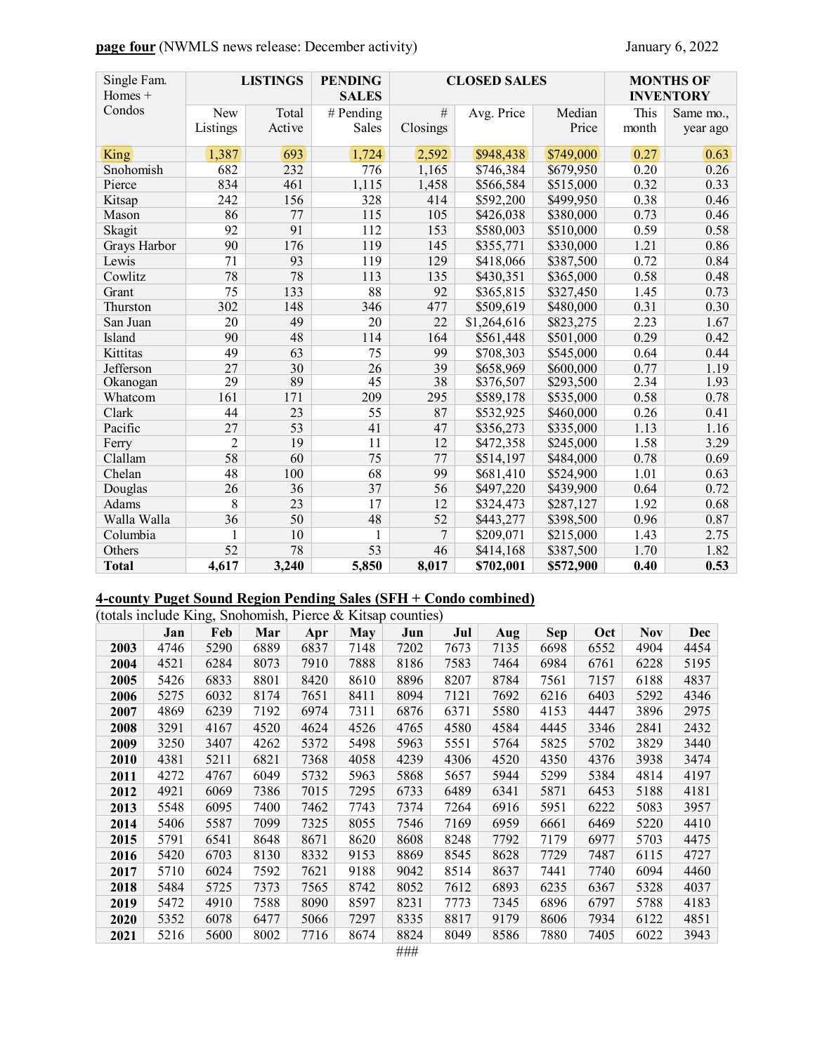**page four** (NWMLS news release: December activity) January 6, 2022

| Single Fam. Homes + Condos | LISTINGS | | PENDING SALES | CLOSED SALES | | | MONTHS OF INVENTORY | |
|---|---|---|---|---|---|---|---|---|
| | New Listings | Total Active | # Pending Sales | # Closings | Avg. Price | Median Price | This month | Same mo., year ago |
| King | 1,387 | 693 | 1,724 | 2,592 | $948,438 | $749,000 | 0.27 | 0.63 |
| Snohomish | 682 | 232 | 776 | 1,165 | $746,384 | $679,950 | 0.20 | 0.26 |
| Pierce | 834 | 461 | 1,115 | 1,458 | $566,584 | $515,000 | 0.32 | 0.33 |
| Kitsap | 242 | 156 | 328 | 414 | $592,200 | $499,950 | 0.38 | 0.46 |
| Mason | 86 | 77 | 115 | 105 | $426,038 | $380,000 | 0.73 | 0.46 |
| Skagit | 92 | 91 | 112 | 153 | $580,003 | $510,000 | 0.59 | 0.58 |
| Grays Harbor | 90 | 176 | 119 | 145 | $355,771 | $330,000 | 1.21 | 0.86 |
| Lewis | 71 | 93 | 119 | 129 | $418,066 | $387,500 | 0.72 | 0.84 |
| Cowlitz | 78 | 78 | 113 | 135 | $430,351 | $365,000 | 0.58 | 0.48 |
| Grant | 75 | 133 | 88 | 92 | $365,815 | $327,450 | 1.45 | 0.73 |
| Thurston | 302 | 148 | 346 | 477 | $509,619 | $480,000 | 0.31 | 0.30 |
| San Juan | 20 | 49 | 20 | 22 | $1,264,616 | $823,275 | 2.23 | 1.67 |
| Island | 90 | 48 | 114 | 164 | $561,448 | $501,000 | 0.29 | 0.42 |
| Kittitas | 49 | 63 | 75 | 99 | $708,303 | $545,000 | 0.64 | 0.44 |
| Jefferson | 27 | 30 | 26 | 39 | $658,969 | $600,000 | 0.77 | 1.19 |
| Okanogan | 29 | 89 | 45 | 38 | $376,507 | $293,500 | 2.34 | 1.93 |
| Whatcom | 161 | 171 | 209 | 295 | $589,178 | $535,000 | 0.58 | 0.78 |
| Clark | 44 | 23 | 55 | 87 | $532,925 | $460,000 | 0.26 | 0.41 |
| Pacific | 27 | 53 | 41 | 47 | $356,273 | $335,000 | 1.13 | 1.16 |
| Ferry | 2 | 19 | 11 | 12 | $472,358 | $245,000 | 1.58 | 3.29 |
| Clallam | 58 | 60 | 75 | 77 | $514,197 | $484,000 | 0.78 | 0.69 |
| Chelan | 48 | 100 | 68 | 99 | $681,410 | $524,900 | 1.01 | 0.63 |
| Douglas | 26 | 36 | 37 | 56 | $497,220 | $439,900 | 0.64 | 0.72 |
| Adams | 8 | 23 | 17 | 12 | $324,473 | $287,127 | 1.92 | 0.68 |
| Walla Walla | 36 | 50 | 48 | 52 | $443,277 | $398,500 | 0.96 | 0.87 |
| Columbia | 1 | 10 | 1 | 7 | $209,071 | $215,000 | 1.43 | 2.75 |
| Others | 52 | 78 | 53 | 46 | $414,168 | $387,500 | 1.70 | 1.82 |
| **Total** | **4,617** | **3,240** | **5,850** | **8,017** | **$702,001** | **$572,900** | **0.40** | **0.53** |

**4-county Puget Sound Region Pending Sales (SFH + Condo combined)**

(totals include King, Snohomish, Pierce & Kitsap counties)

| | Jan | Feb | Mar | Apr | May | Jun | Jul | Aug | Sep | Oct | Nov | Dec |
|---|---|---|---|---|---|---|---|---|---|---|---|---|
| **2003** | 4746 | 5290 | 6889 | 6837 | 7148 | 7202 | 7673 | 7135 | 6698 | 6552 | 4904 | 4454 |
| **2004** | 4521 | 6284 | 8073 | 7910 | 7888 | 8186 | 7583 | 7464 | 6984 | 6761 | 6228 | 5195 |
| **2005** | 5426 | 6833 | 8801 | 8420 | 8610 | 8896 | 8207 | 8784 | 7561 | 7157 | 6188 | 4837 |
| **2006** | 5275 | 6032 | 8174 | 7651 | 8411 | 8094 | 7121 | 7692 | 6216 | 6403 | 5292 | 4346 |
| **2007** | 4869 | 6239 | 7192 | 6974 | 7311 | 6876 | 6371 | 5580 | 4153 | 4447 | 3896 | 2975 |
| **2008** | 3291 | 4167 | 4520 | 4624 | 4526 | 4765 | 4580 | 4584 | 4445 | 3346 | 2841 | 2432 |
| **2009** | 3250 | 3407 | 4262 | 5372 | 5498 | 5963 | 5551 | 5764 | 5825 | 5702 | 3829 | 3440 |
| **2010** | 4381 | 5211 | 6821 | 7368 | 4058 | 4239 | 4306 | 4520 | 4350 | 4376 | 3938 | 3474 |
| **2011** | 4272 | 4767 | 6049 | 5732 | 5963 | 5868 | 5657 | 5944 | 5299 | 5384 | 4814 | 4197 |
| **2012** | 4921 | 6069 | 7386 | 7015 | 7295 | 6733 | 6489 | 6341 | 5871 | 6453 | 5188 | 4181 |
| **2013** | 5548 | 6095 | 7400 | 7462 | 7743 | 7374 | 7264 | 6916 | 5951 | 6222 | 5083 | 3957 |
| **2014** | 5406 | 5587 | 7099 | 7325 | 8055 | 7546 | 7169 | 6959 | 6661 | 6469 | 5220 | 4410 |
| **2015** | 5791 | 6541 | 8648 | 8671 | 8620 | 8608 | 8248 | 7792 | 7179 | 6977 | 5703 | 4475 |
| **2016** | 5420 | 6703 | 8130 | 8332 | 9153 | 8869 | 8545 | 8628 | 7729 | 7487 | 6115 | 4727 |
| **2017** | 5710 | 6024 | 7592 | 7621 | 9188 | 9042 | 8514 | 8637 | 7441 | 7740 | 6094 | 4460 |
| **2018** | 5484 | 5725 | 7373 | 7565 | 8742 | 8052 | 7612 | 6893 | 6235 | 6367 | 5328 | 4037 |
| **2019** | 5472 | 4910 | 7588 | 8090 | 8597 | 8231 | 7773 | 7345 | 6896 | 6797 | 5788 | 4183 |
| **2020** | 5352 | 6078 | 6477 | 5066 | 7297 | 8335 | 8817 | 9179 | 8606 | 7934 | 6122 | 4851 |
| **2021** | 5216 | 5600 | 8002 | 7716 | 8674 | 8824 | 8049 | 8586 | 7880 | 7405 | 6022 | 3943 |

###